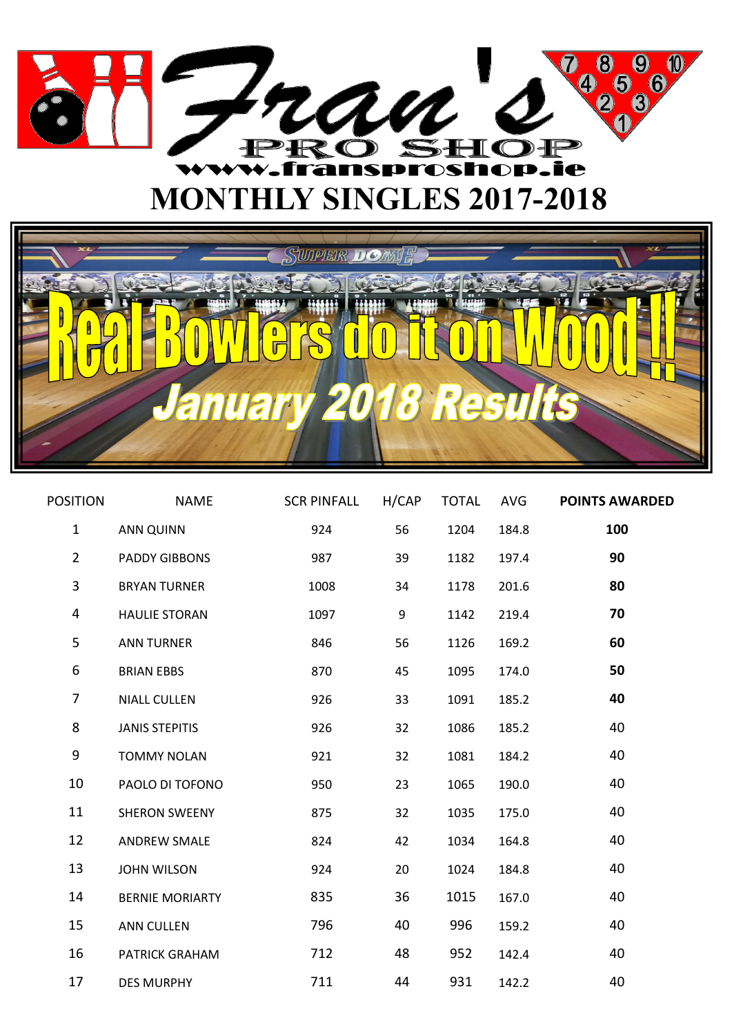# Fran's PRO SHOP

www.fransproshop.ie

# MONTHLY SINGLES 2017-2018

## Real Bowlers do it on Wood !!

## January 2018 Results

| POSITION | NAME | SCR PINFALL | H/CAP | TOTAL | AVG | POINTS AWARDED |
|---|---|---|---|---|---|---|
| 1 | ANN QUINN | 924 | 56 | 1204 | 184.8 | **100** |
| 2 | PADDY GIBBONS | 987 | 39 | 1182 | 197.4 | **90** |
| 3 | BRYAN TURNER | 1008 | 34 | 1178 | 201.6 | **80** |
| 4 | HAULIE STORAN | 1097 | 9 | 1142 | 219.4 | **70** |
| 5 | ANN TURNER | 846 | 56 | 1126 | 169.2 | **60** |
| 6 | BRIAN EBBS | 870 | 45 | 1095 | 174.0 | **50** |
| 7 | NIALL CULLEN | 926 | 33 | 1091 | 185.2 | **40** |
| 8 | JANIS STEPITIS | 926 | 32 | 1086 | 185.2 | 40 |
| 9 | TOMMY NOLAN | 921 | 32 | 1081 | 184.2 | 40 |
| 10 | PAOLO DI TOFONO | 950 | 23 | 1065 | 190.0 | 40 |
| 11 | SHERON SWEENY | 875 | 32 | 1035 | 175.0 | 40 |
| 12 | ANDREW SMALE | 824 | 42 | 1034 | 164.8 | 40 |
| 13 | JOHN WILSON | 924 | 20 | 1024 | 184.8 | 40 |
| 14 | BERNIE MORIARTY | 835 | 36 | 1015 | 167.0 | 40 |
| 15 | ANN CULLEN | 796 | 40 | 996 | 159.2 | 40 |
| 16 | PATRICK GRAHAM | 712 | 48 | 952 | 142.4 | 40 |
| 17 | DES MURPHY | 711 | 44 | 931 | 142.2 | 40 |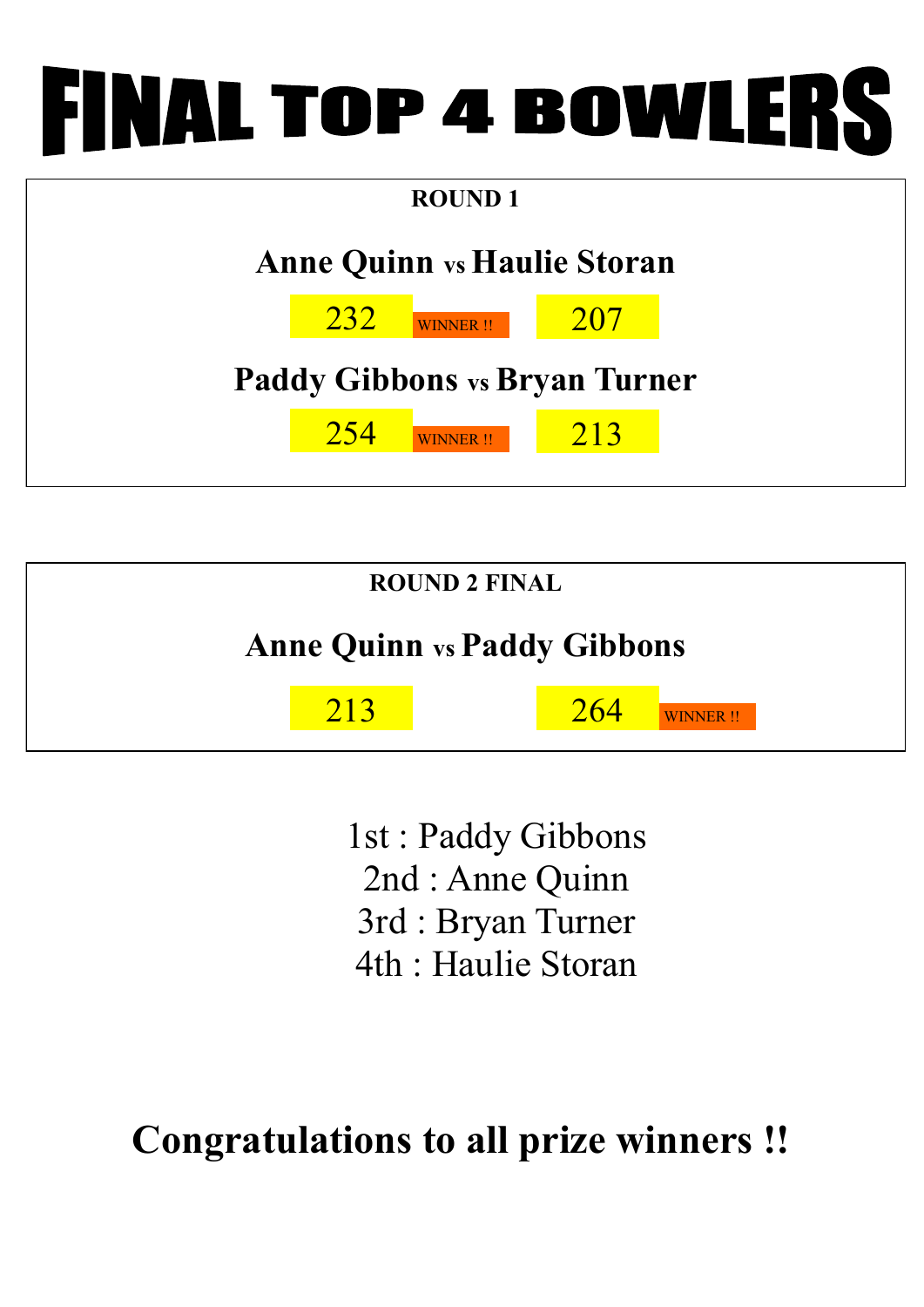# FINAL TOP 4 BOWLERS

## ROUND 1

**Anne Quinn vs Haulie Storan**

| Anne Quinn | | Haulie Storan |
|---|---|---|
| 232 | WINNER !! | 207 |

**Paddy Gibbons vs Bryan Turner**

| Paddy Gibbons | | Bryan Turner |
|---|---|---|
| 254 | WINNER !! | 213 |

## ROUND 2 FINAL

**Anne Quinn vs Paddy Gibbons**

| Anne Quinn | Paddy Gibbons | |
|---|---|---|
| 213 | 264 | WINNER !! |

1st : Paddy Gibbons
2nd : Anne Quinn
3rd : Bryan Turner
4th : Haulie Storan

**Congratulations to all prize winners !!**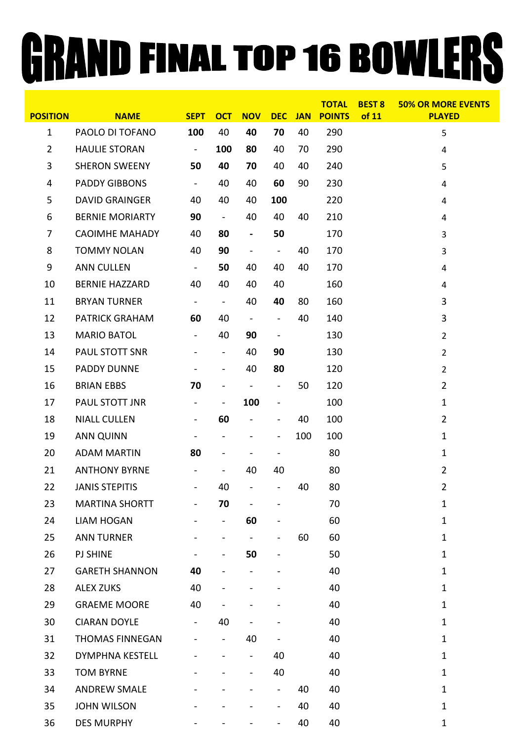# GRAND FINAL TOP 16 BOWLERS

| POSITION | NAME | SEPT | OCT | NOV | DEC | JAN | TOTAL POINTS | BEST 8 of 11 | 50% OR MORE EVENTS PLAYED |
|---|---|---|---|---|---|---|---|---|---|
| 1 | PAOLO DI TOFANO | **100** | 40 | **40** | **70** | 40 | 290 | | 5 |
| 2 | HAULIE STORAN | - | **100** | **80** | 40 | 70 | 290 | | 4 |
| 3 | SHERON SWEENY | **50** | **40** | **70** | 40 | 40 | 240 | | 5 |
| 4 | PADDY GIBBONS | - | 40 | 40 | **60** | 90 | 230 | | 4 |
| 5 | DAVID GRAINGER | 40 | 40 | 40 | **100** | | 220 | | 4 |
| 6 | BERNIE MORIARTY | **90** | - | 40 | 40 | 40 | 210 | | 4 |
| 7 | CAOIMHE MAHADY | 40 | **80** | **-** | **50** | | 170 | | 3 |
| 8 | TOMMY NOLAN | 40 | **90** | - | - | 40 | 170 | | 3 |
| 9 | ANN CULLEN | - | **50** | 40 | 40 | 40 | 170 | | 4 |
| 10 | BERNIE HAZZARD | 40 | 40 | 40 | 40 | | 160 | | 4 |
| 11 | BRYAN TURNER | - | - | 40 | **40** | 80 | 160 | | 3 |
| 12 | PATRICK GRAHAM | **60** | 40 | - | - | 40 | 140 | | 3 |
| 13 | MARIO BATOL | - | 40 | **90** | - | | 130 | | 2 |
| 14 | PAUL STOTT SNR | - | - | 40 | **90** | | 130 | | 2 |
| 15 | PADDY DUNNE | - | - | 40 | **80** | | 120 | | 2 |
| 16 | BRIAN EBBS | **70** | - | - | - | 50 | 120 | | 2 |
| 17 | PAUL STOTT JNR | - | - | **100** | - | | 100 | | 1 |
| 18 | NIALL CULLEN | - | **60** | - | - | 40 | 100 | | 2 |
| 19 | ANN QUINN | - | - | - | - | 100 | 100 | | 1 |
| 20 | ADAM MARTIN | **80** | - | - | - | | 80 | | 1 |
| 21 | ANTHONY BYRNE | - | - | 40 | 40 | | 80 | | 2 |
| 22 | JANIS STEPITIS | - | 40 | - | - | 40 | 80 | | 2 |
| 23 | MARTINA SHORTT | - | **70** | - | - | | 70 | | 1 |
| 24 | LIAM HOGAN | - | - | **60** | - | | 60 | | 1 |
| 25 | ANN TURNER | - | - | - | - | 60 | 60 | | 1 |
| 26 | PJ SHINE | - | - | **50** | - | | 50 | | 1 |
| 27 | GARETH SHANNON | **40** | - | - | - | | 40 | | 1 |
| 28 | ALEX ZUKS | 40 | - | - | - | | 40 | | 1 |
| 29 | GRAEME MOORE | 40 | - | - | - | | 40 | | 1 |
| 30 | CIARAN DOYLE | - | 40 | - | - | | 40 | | 1 |
| 31 | THOMAS FINNEGAN | - | - | 40 | - | | 40 | | 1 |
| 32 | DYMPHNA KESTELL | - | - | - | 40 | | 40 | | 1 |
| 33 | TOM BYRNE | - | - | - | 40 | | 40 | | 1 |
| 34 | ANDREW SMALE | - | - | - | - | 40 | 40 | | 1 |
| 35 | JOHN WILSON | - | - | - | - | 40 | 40 | | 1 |
| 36 | DES MURPHY | - | - | - | - | 40 | 40 | | 1 |